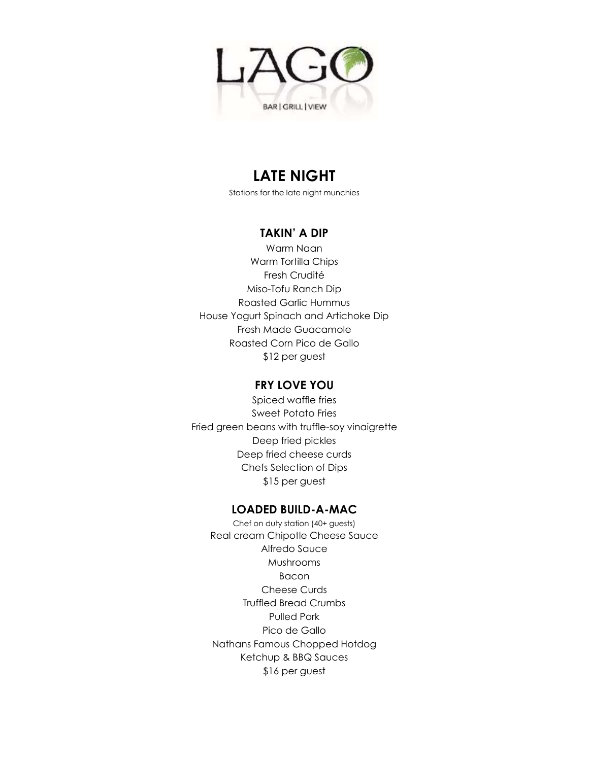LAGO

BAR | GRILL | VIEW

# LATE NIGHT

Stations for the late night munchies

## TAKIN' A DIP

Warm Naan
Warm Tortilla Chips
Fresh Crudité
Miso-Tofu Ranch Dip
Roasted Garlic Hummus
House Yogurt Spinach and Artichoke Dip
Fresh Made Guacamole
Roasted Corn Pico de Gallo
$12 per guest

## FRY LOVE YOU

Spiced waffle fries
Sweet Potato Fries
Fried green beans with truffle-soy vinaigrette
Deep fried pickles
Deep fried cheese curds
Chefs Selection of Dips
$15 per guest

## LOADED BUILD-A-MAC

Chef on duty station (40+ guests)

Real cream Chipotle Cheese Sauce
Alfredo Sauce
Mushrooms
Bacon
Cheese Curds
Truffled Bread Crumbs
Pulled Pork
Pico de Gallo
Nathans Famous Chopped Hotdog
Ketchup & BBQ Sauces
$16 per guest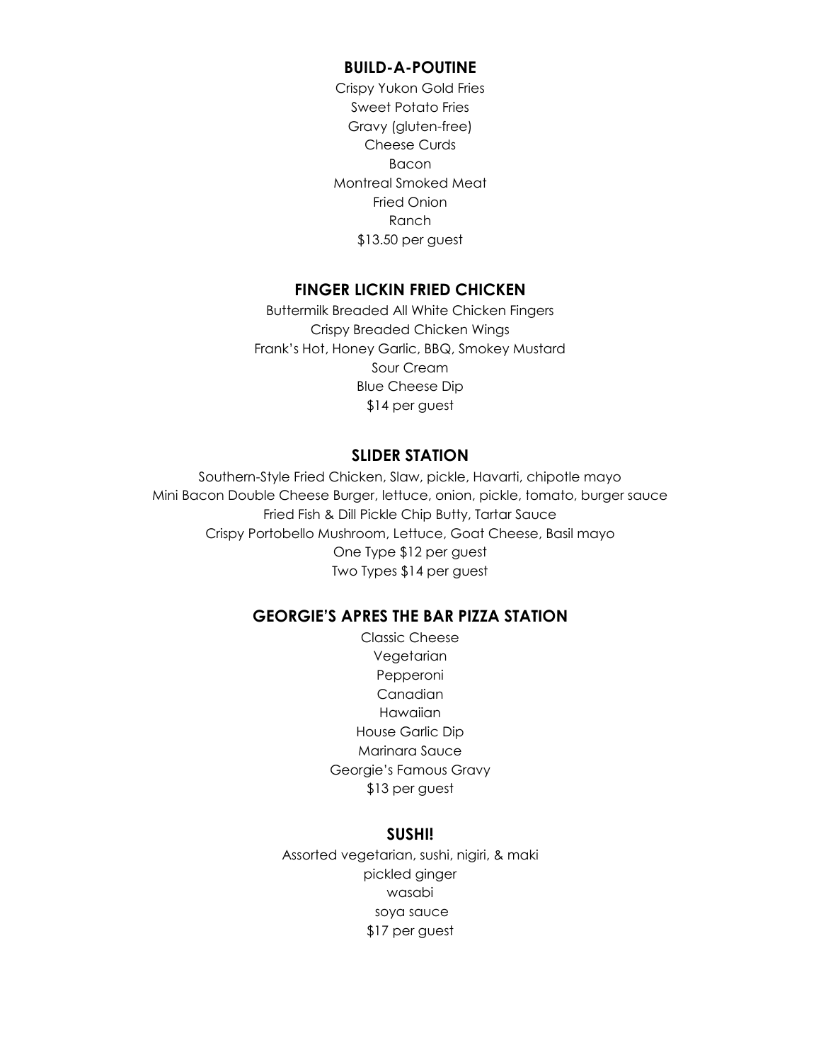## BUILD-A-POUTINE

Crispy Yukon Gold Fries
Sweet Potato Fries
Gravy (gluten-free)
Cheese Curds
Bacon
Montreal Smoked Meat
Fried Onion
Ranch
$13.50 per guest

## FINGER LICKIN FRIED CHICKEN

Buttermilk Breaded All White Chicken Fingers
Crispy Breaded Chicken Wings
Frank's Hot, Honey Garlic, BBQ, Smokey Mustard
Sour Cream
Blue Cheese Dip
$14 per guest

## SLIDER STATION

Southern-Style Fried Chicken, Slaw, pickle, Havarti, chipotle mayo
Mini Bacon Double Cheese Burger, lettuce, onion, pickle, tomato, burger sauce
Fried Fish & Dill Pickle Chip Butty, Tartar Sauce
Crispy Portobello Mushroom, Lettuce, Goat Cheese, Basil mayo
One Type $12 per guest
Two Types $14 per guest

## GEORGIE'S APRES THE BAR PIZZA STATION

Classic Cheese
Vegetarian
Pepperoni
Canadian
Hawaiian
House Garlic Dip
Marinara Sauce
Georgie's Famous Gravy
$13 per guest

## SUSHI!

Assorted vegetarian, sushi, nigiri, & maki
pickled ginger
wasabi
soya sauce
$17 per guest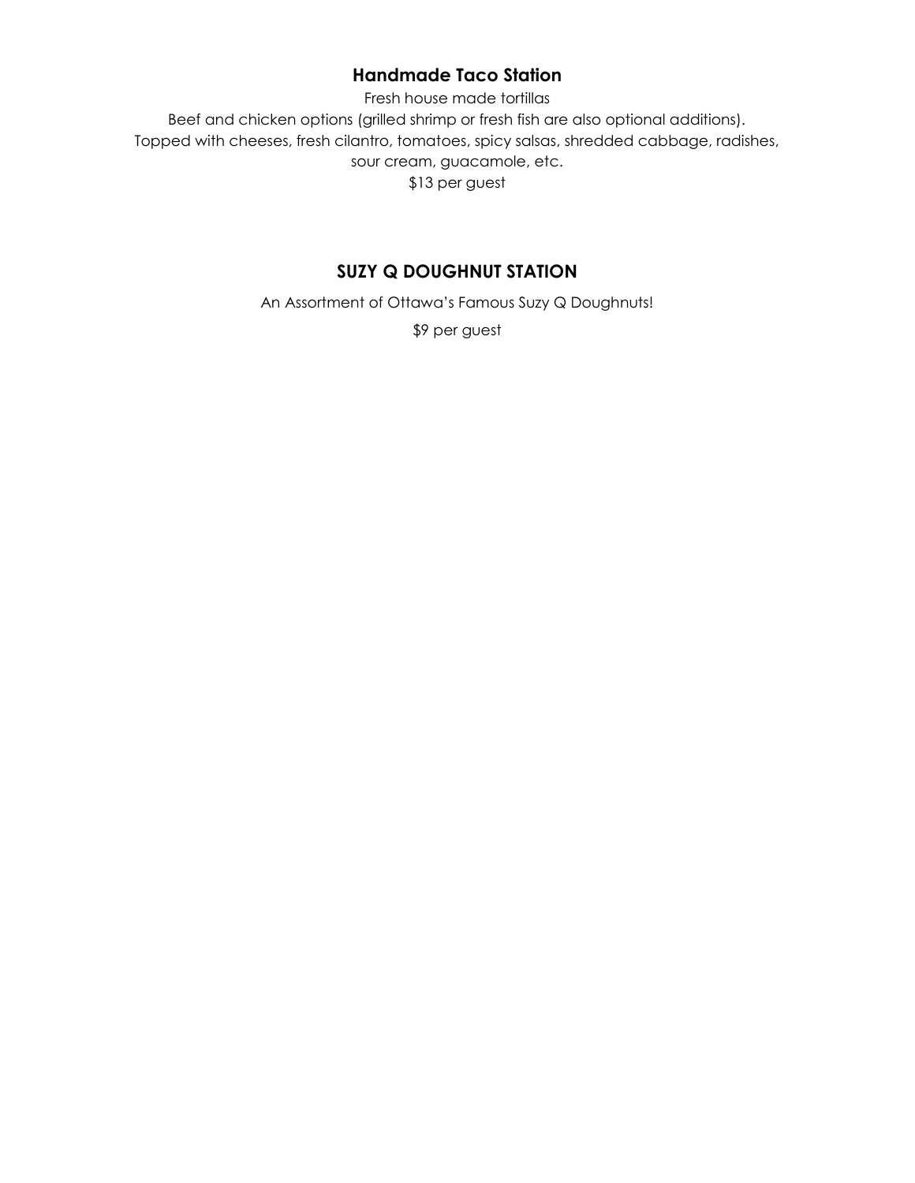## Handmade Taco Station

Fresh house made tortillas

Beef and chicken options (grilled shrimp or fresh fish are also optional additions).

Topped with cheeses, fresh cilantro, tomatoes, spicy salsas, shredded cabbage, radishes, sour cream, guacamole, etc.

$13 per guest

## SUZY Q DOUGHNUT STATION

An Assortment of Ottawa's Famous Suzy Q Doughnuts!

$9 per guest